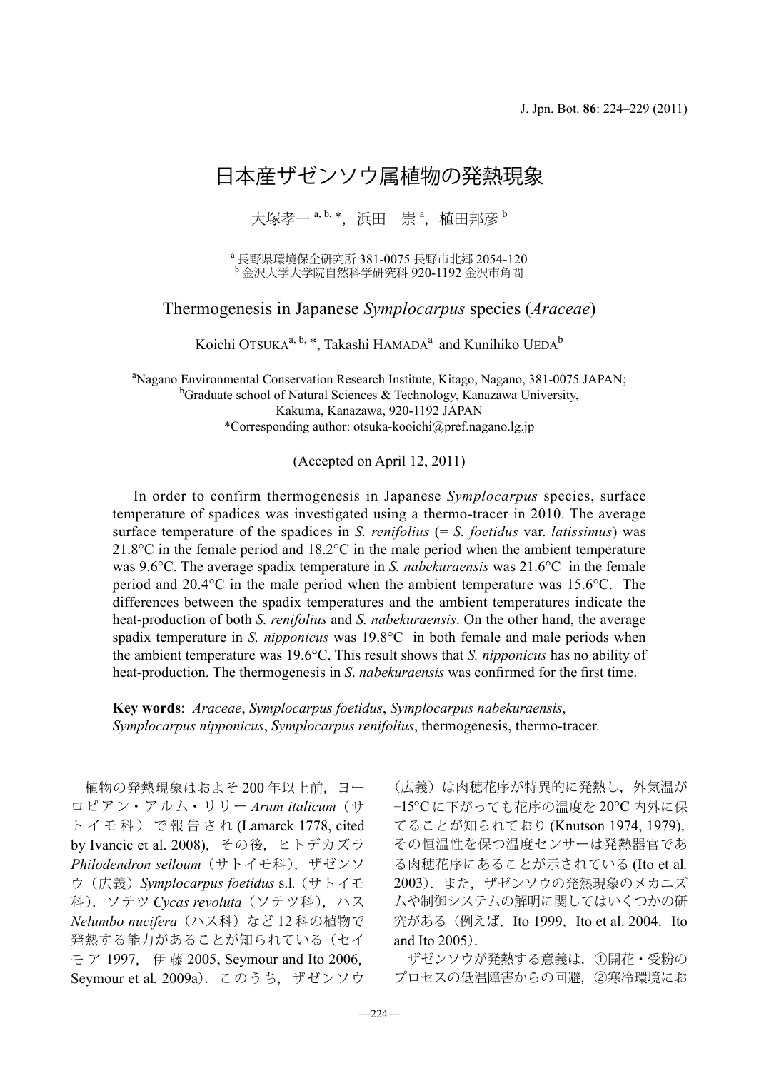# 日本産ザゼンソウ属植物の発熱現象

大塚孝一[a, b, *]，浜田　崇[a]，植田邦彦[b]

[a] 長野県環境保全研究所 381-0075 長野市北郷 2054-120
[b] 金沢大学大学院自然科学研究科 920-1192 金沢市角間

## Thermogenesis in Japanese *Symplocarpus* species (*Araceae*)

Koichi Otsuka[a, b, *], Takashi Hamada[a] and Kunihiko Ueda[b]

[a]Nagano Environmental Conservation Research Institute, Kitago, Nagano, 381-0075 JAPAN;
[b]Graduate school of Natural Sciences & Technology, Kanazawa University, Kakuma, Kanazawa, 920-1192 JAPAN
*Corresponding author: otsuka-kooichi@pref.nagano.lg.jp

(Accepted on April 12, 2011)

In order to confirm thermogenesis in Japanese *Symplocarpus* species, surface temperature of spadices was investigated using a thermo-tracer in 2010. The average surface temperature of the spadices in *S. renifolius* (= *S. foetidus* var. *latissimus*) was 21.8°C in the female period and 18.2°C in the male period when the ambient temperature was 9.6°C. The average spadix temperature in *S. nabekuraensis* was 21.6°C in the female period and 20.4°C in the male period when the ambient temperature was 15.6°C. The differences between the spadix temperatures and the ambient temperatures indicate the heat-production of both *S. renifolius* and *S. nabekuraensis*. On the other hand, the average spadix temperature in *S. nipponicus* was 19.8°C in both female and male periods when the ambient temperature was 19.6°C. This result shows that *S. nipponicus* has no ability of heat-production. The thermogenesis in *S. nabekuraensis* was confirmed for the first time.

**Key words**: *Araceae*, *Symplocarpus foetidus*, *Symplocarpus nabekuraensis*, *Symplocarpus nipponicus*, *Symplocarpus renifolius*, thermogenesis, thermo-tracer.

植物の発熱現象はおよそ200年以上前，ヨーロピアン・アルム・リリー *Arum italicum*（サトイモ科）で報告され (Lamarck 1778, cited by Ivancic et al. 2008)，その後，ヒトデカズラ *Philodendron selloum*（サトイモ科），ザゼンソウ（広義）*Symplocarpus foetidus* s.l.（サトイモ科），ソテツ *Cycas revoluta*（ソテツ科），ハス *Nelumbo nucifera*（ハス科）など12科の植物で発熱する能力があることが知られている（セイモア 1997，伊藤 2005, Seymour and Ito 2006, Seymour et al. 2009a）．このうち，ザゼンソウ（広義）は肉穂花序が特異的に発熱し，外気温が−15°Cに下がっても花序の温度を20°C内外に保てることが知られており (Knutson 1974, 1979)，その恒温性を保つ温度センサーは発熱器官である肉穂花序にあることが示されている (Ito et al. 2003)．また，ザゼンソウの発熱現象のメカニズムや制御システムの解明に関してはいくつかの研究がある（例えば，Ito 1999，Ito et al. 2004，Ito and Ito 2005）．

ザゼンソウが発熱する意義は，①開花・受粉のプロセスの低温障害からの回避，②寒冷環境にお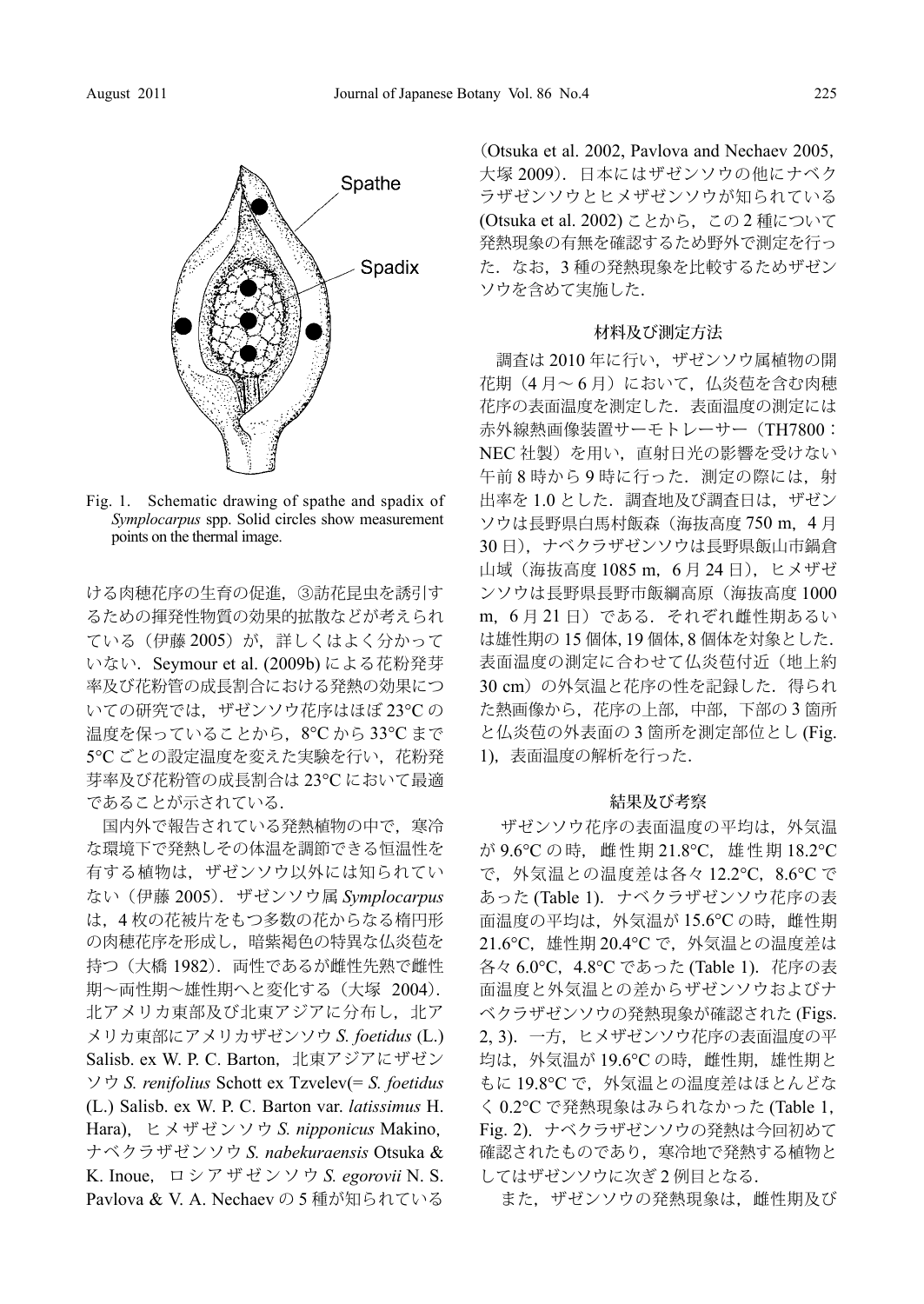Fig. 1. Schematic drawing of spathe and spadix of *Symplocarpus* spp. Solid circles show measurement points on the thermal image.

ける肉穂花序の生育の促進，③訪花昆虫を誘引するための揮発性物質の効果的拡散などが考えられている（伊藤 2005）が，詳しくはよく分かっていない．Seymour et al. (2009b) による花粉発芽率及び花粉管の成長割合における発熱の効果についての研究では，ザゼンソウ花序はほぼ 23°C の温度を保っていることから，8°C から 33°C まで 5°C ごとの設定温度を変えた実験を行い，花粉発芽率及び花粉管の成長割合は 23°C において最適であることが示されている．

国内外で報告されている発熱植物の中で，寒冷な環境下で発熱しその体温を調節できる恒温性を有する植物は，ザゼンソウ以外には知られていない（伊藤 2005）．ザゼンソウ属 *Symplocarpus* は，4 枚の花被片をもつ多数の花からなる楕円形の肉穂花序を形成し，暗紫褐色の特異な仏炎苞を持つ（大橋 1982）．両性であるが雌性先熟で雌性期～両性期～雄性期へと変化する（大塚 2004）．北アメリカ東部及び北東アジアに分布し，北アメリカ東部にアメリカザゼンソウ *S. foetidus* (L.) Salisb. ex W. P. C. Barton，北東アジアにザゼンソウ *S. renifolius* Schott ex Tzvelev(= *S. foetidus* (L.) Salisb. ex W. P. C. Barton var. *latissimus* H. Hara)，ヒメザゼンソウ *S. nipponicus* Makino，ナベクラザゼンソウ *S. nabekuraensis* Otsuka & K. Inoue，ロシアザゼンソウ *S. egorovii* N. S. Pavlova & V. A. Nechaev の 5 種が知られている（Otsuka et al. 2002, Pavlova and Nechaev 2005, 大塚 2009）．日本にはザゼンソウの他にナベクラザゼンソウとヒメザゼンソウが知られている (Otsuka et al. 2002) ことから，この 2 種について発熱現象の有無を確認するため野外で測定を行った．なお，3 種の発熱現象を比較するためザゼンソウを含めて実施した．

## 材料及び測定方法

調査は 2010 年に行い，ザゼンソウ属植物の開花期（4 月～ 6 月）において，仏炎苞を含む肉穂花序の表面温度を測定した．表面温度の測定には赤外線熱画像装置サーモトレーサー（TH7800：NEC 社製）を用い，直射日光の影響を受けない午前 8 時から 9 時に行った．測定の際には，射出率を 1.0 とした．調査地及び調査日は，ザゼンソウは長野県白馬村飯森（海抜高度 750 m，4 月 30 日），ナベクラザゼンソウは長野県飯山市鍋倉山域（海抜高度 1085 m，6 月 24 日），ヒメザゼンソウは長野県長野市飯綱高原（海抜高度 1000 m，6 月 21 日）である．それぞれ雌性期あるいは雄性期の 15 個体, 19 個体, 8 個体を対象とした．表面温度の測定に合わせて仏炎苞付近（地上約 30 cm）の外気温と花序の性を記録した．得られた熱画像から，花序の上部，中部，下部の 3 箇所と仏炎苞の外表面の 3 箇所を測定部位とし (Fig. 1)，表面温度の解析を行った．

## 結果及び考察

ザゼンソウ花序の表面温度の平均は，外気温が 9.6°C の時，雌性期 21.8°C，雄性期 18.2°C で，外気温との温度差は各々 12.2°C，8.6°C であった (Table 1)．ナベクラザゼンソウ花序の表面温度の平均は，外気温が 15.6°C の時，雌性期 21.6°C，雄性期 20.4°C で，外気温との温度差は各々 6.0°C，4.8°C であった (Table 1)．花序の表面温度と外気温との差からザゼンソウおよびナベクラザゼンソウの発熱現象が確認された (Figs. 2, 3)．一方，ヒメザゼンソウ花序の表面温度の平均は，外気温が 19.6°C の時，雌性期，雄性期ともに 19.8°C で，外気温との温度差はほとんどなく 0.2°C で発熱現象はみられなかった (Table 1, Fig. 2)．ナベクラザゼンソウの発熱は今回初めて確認されたものであり，寒冷地で発熱する植物としてはザゼンソウに次ぎ 2 例目となる．

また，ザゼンソウの発熱現象は，雌性期及び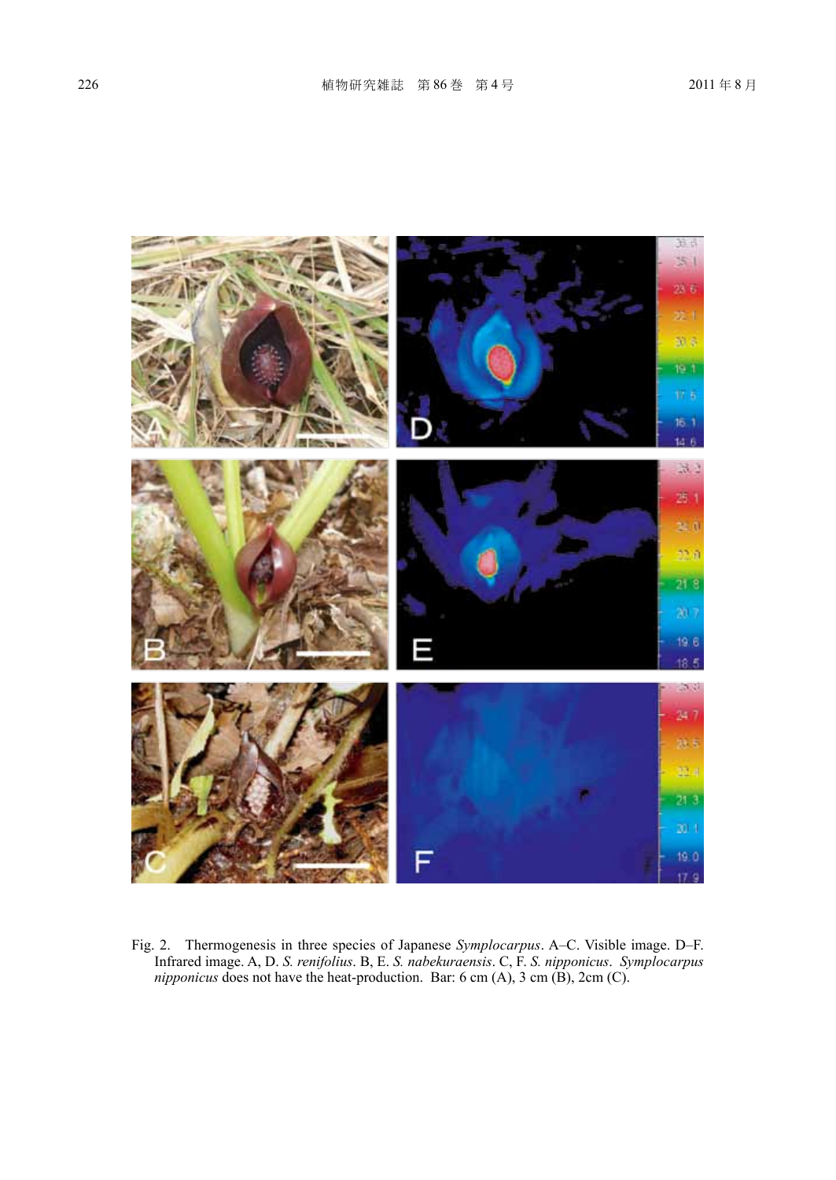Fig. 2. Thermogenesis in three species of Japanese *Symplocarpus*. A–C. Visible image. D–F. Infrared image. A, D. *S. renifolius*. B, E. *S. nabekuraensis*. C, F. *S. nipponicus*. *Symplocarpus nipponicus* does not have the heat-production. Bar: 6 cm (A), 3 cm (B), 2cm (C).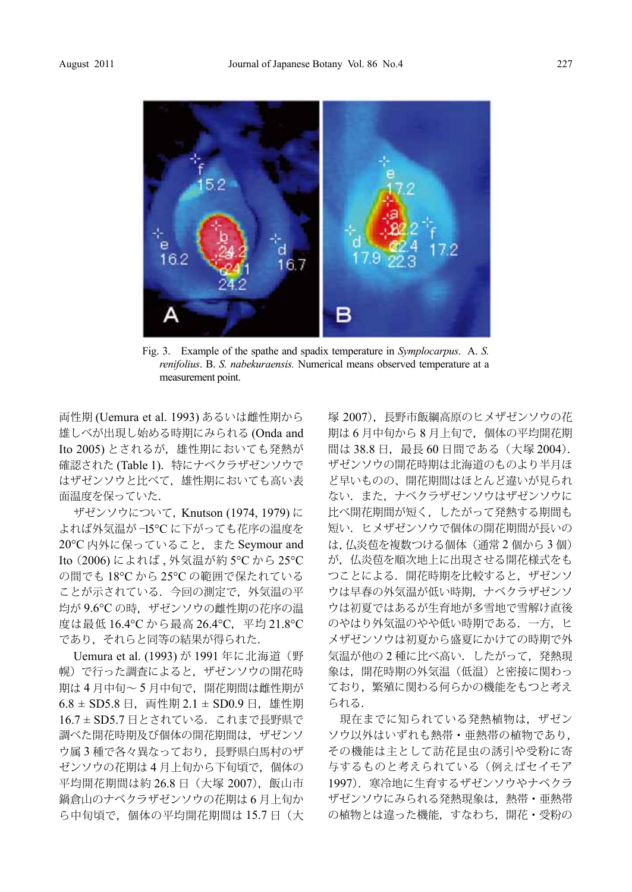Fig. 3. Example of the spathe and spadix temperature in *Symplocarpus*. A. *S. renifolius*. B. *S. nabekuraensis.* Numerical means observed temperature at a measurement point.

両性期 (Uemura et al. 1993) あるいは雌性期から雄しべが出現し始める時期にみられる (Onda and Ito 2005) とされるが，雄性期においても発熱が確認された (Table 1). 特にナベクラザゼンソウではザゼンソウと比べて，雄性期においても高い表面温度を保っていた.

ザゼンソウについて，Knutson (1974, 1979) によれば外気温が −15°C に下がっても花序の温度を 20°C 内外に保っていること，また Seymour and Ito (2006) によれば，外気温が約 5°C から 25°C の間でも 18°C から 25°C の範囲で保たれていることが示されている．今回の測定で，外気温の平均が 9.6°C の時，ザゼンソウの雌性期の花序の温度は最低 16.4°C から最高 26.4°C，平均 21.8°C であり，それらと同等の結果が得られた.

Uemura et al. (1993) が 1991 年に北海道（野幌）で行った調査によると，ザゼンソウの開花時期は 4 月中旬～ 5 月中旬で，開花期間は雌性期が 6.8 ± SD5.8 日，両性期 2.1 ± SD0.9 日，雄性期 16.7 ± SD5.7 日とされている．これまで長野県で調べた開花時期及び個体の開花期間は，ザゼンソウ属 3 種で各々異なっており，長野県白馬村のザゼンソウの花期は 4 月上旬から下旬頃で，個体の平均開花期間は約 26.8 日（大塚 2007），飯山市鍋倉山のナベクラザゼンソウの花期は 6 月上旬から中旬頃で，個体の平均開花期間は 15.7 日（大塚 2007），長野市飯綱高原のヒメザゼンソウの花期は 6 月中旬から 8 月上旬で，個体の平均開花期間は 38.8 日，最長 60 日間である（大塚 2004）．ザゼンソウの開花時期は北海道のものより半月ほど早いものの，開花期間はほとんど違いが見られない．また，ナベクラザゼンソウはザゼンソウに比べ開花期間が短く，したがって発熱する期間も短い．ヒメザゼンソウで個体の開花期間が長いのは，仏炎苞を複数つける個体（通常 2 個から 3 個）が，仏炎苞を順次地上に出現させる開花様式をもつことによる．開花時期を比較すると，ザゼンソウは早春の外気温が低い時期，ナベクラザゼンソウは初夏ではあるが生育地が多雪地で雪解け直後のやはり外気温のやや低い時期である．一方，ヒメザゼンソウは初夏から盛夏にかけての時期で外気温が他の 2 種に比べ高い．したがって，発熱現象は，開花時期の外気温（低温）と密接に関わっており，繁殖に関わる何らかの機能をもつと考えられる.

現在までに知られている発熱植物は，ザゼンソウ以外はいずれも熱帯・亜熱帯の植物であり，その機能は主として訪花昆虫の誘引や受粉に寄与するものと考えられている（例えばセイモア 1997）．寒冷地に生育するザゼンソウやナベクラザゼンソウにみられる発熱現象は，熱帯・亜熱帯の植物とは違った機能，すなわち，開花・受粉の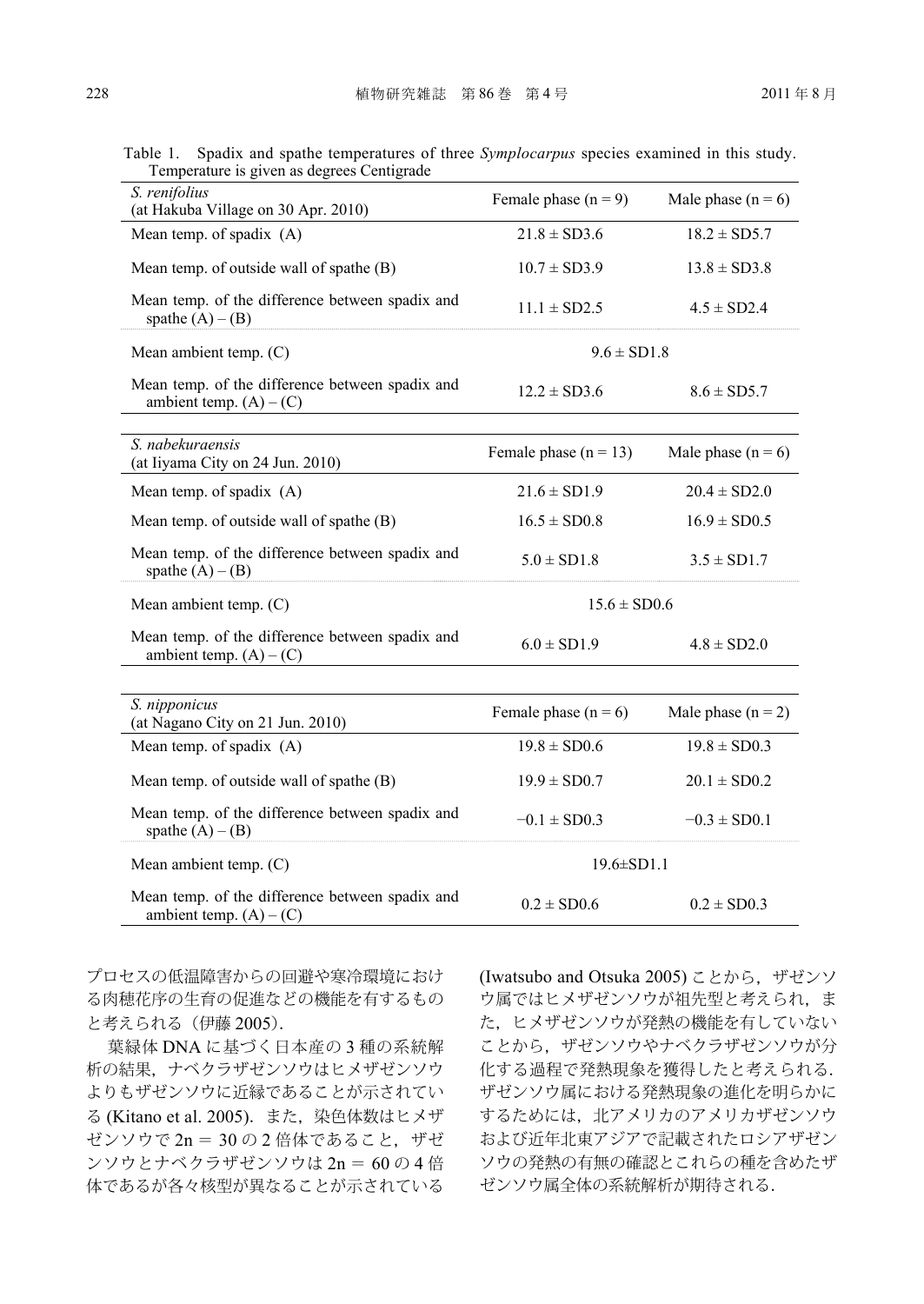Table 1. Spadix and spathe temperatures of three *Symplocarpus* species examined in this study. Temperature is given as degrees Centigrade

| *S. renifolius* (at Hakuba Village on 30 Apr. 2010) | Female phase (n = 9) | Male phase (n = 6) |
|---|---|---|
| Mean temp. of spadix (A) | 21.8 ± SD3.6 | 18.2 ± SD5.7 |
| Mean temp. of outside wall of spathe (B) | 10.7 ± SD3.9 | 13.8 ± SD3.8 |
| Mean temp. of the difference between spadix and spathe (A) – (B) | 11.1 ± SD2.5 | 4.5 ± SD2.4 |
| Mean ambient temp. (C) | 9.6 ± SD1.8 | |
| Mean temp. of the difference between spadix and ambient temp. (A) – (C) | 12.2 ± SD3.6 | 8.6 ± SD5.7 |
| *S. nabekuraensis* (at Iiyama City on 24 Jun. 2010) | Female phase (n = 13) | Male phase (n = 6) |
| Mean temp. of spadix (A) | 21.6 ± SD1.9 | 20.4 ± SD2.0 |
| Mean temp. of outside wall of spathe (B) | 16.5 ± SD0.8 | 16.9 ± SD0.5 |
| Mean temp. of the difference between spadix and spathe (A) – (B) | 5.0 ± SD1.8 | 3.5 ± SD1.7 |
| Mean ambient temp. (C) | 15.6 ± SD0.6 | |
| Mean temp. of the difference between spadix and ambient temp. (A) – (C) | 6.0 ± SD1.9 | 4.8 ± SD2.0 |
| *S. nipponicus* (at Nagano City on 21 Jun. 2010) | Female phase (n = 6) | Male phase (n = 2) |
| Mean temp. of spadix (A) | 19.8 ± SD0.6 | 19.8 ± SD0.3 |
| Mean temp. of outside wall of spathe (B) | 19.9 ± SD0.7 | 20.1 ± SD0.2 |
| Mean temp. of the difference between spadix and spathe (A) – (B) | −0.1 ± SD0.3 | −0.3 ± SD0.1 |
| Mean ambient temp. (C) | 19.6±SD1.1 | |
| Mean temp. of the difference between spadix and ambient temp. (A) – (C) | 0.2 ± SD0.6 | 0.2 ± SD0.3 |

プロセスの低温障害からの回避や寒冷環境における肉穂花序の生育の促進などの機能を有するものと考えられる（伊藤 2005）．

葉緑体 DNA に基づく日本産の 3 種の系統解析の結果，ナベクラザゼンソウはヒメザゼンソウよりもザゼンソウに近縁であることが示されている (Kitano et al. 2005)．また，染色体数はヒメザゼンソウで 2n ＝ 30 の 2 倍体であること，ザゼンソウとナベクラザゼンソウは 2n ＝ 60 の 4 倍体であるが各々核型が異なることが示されている (Iwatsubo and Otsuka 2005) ことから，ザゼンソウ属ではヒメザゼンソウが祖先型と考えられ，また，ヒメザゼンソウが発熱の機能を有していないことから，ザゼンソウやナベクラザゼンソウが分化する過程で発熱現象を獲得したと考えられる．ザゼンソウ属における発熱現象の進化を明らかにするためには，北アメリカのアメリカザゼンソウおよび近年北東アジアで記載されたロシアザゼンソウの発熱の有無の確認とこれらの種を含めたザゼンソウ属全体の系統解析が期待される．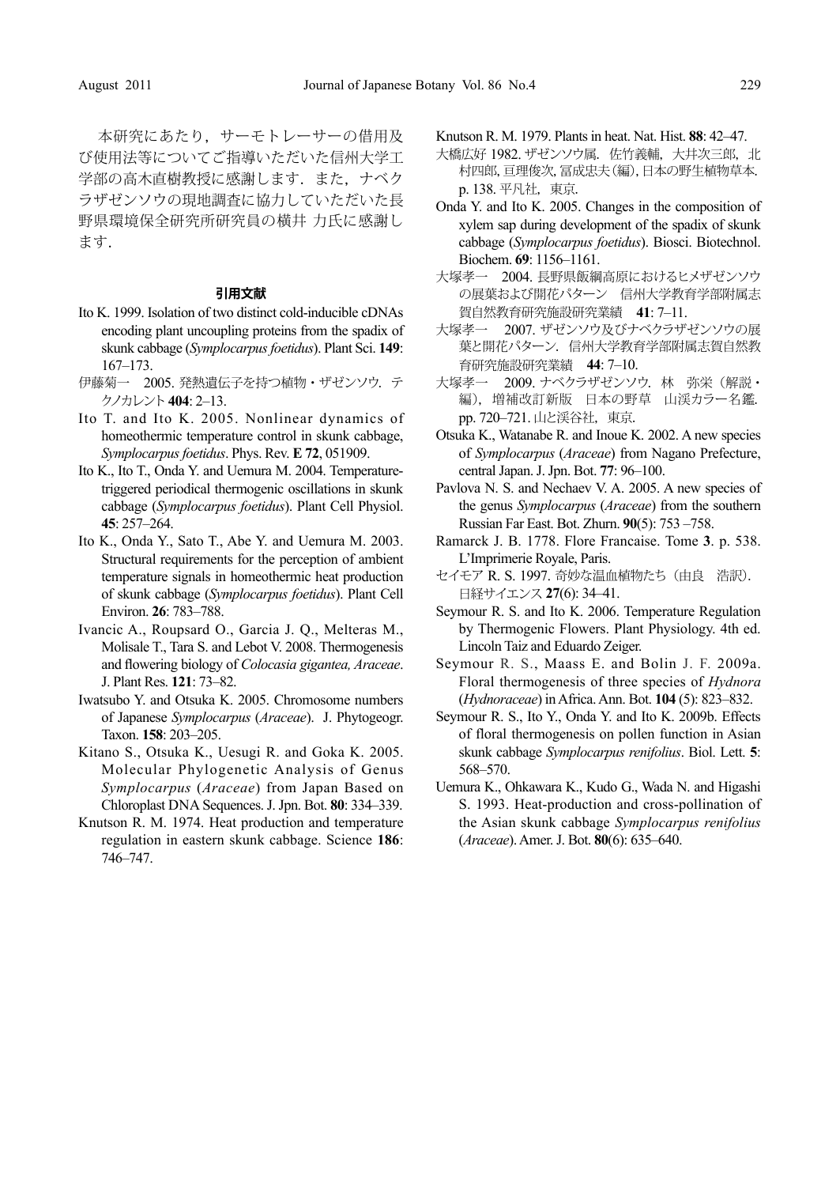本研究にあたり，サーモトレーサーの借用及び使用法等についてご指導いただいた信州大学工学部の高木直樹教授に感謝します．また，ナベクラザゼンソウの現地調査に協力していただいた長野県環境保全研究所研究員の横井 力氏に感謝します．

## 引用文献

Ito K. 1999. Isolation of two distinct cold-inducible cDNAs encoding plant uncoupling proteins from the spadix of skunk cabbage (*Symplocarpus foetidus*). Plant Sci. **149**: 167–173.

伊藤菊一　2005. 発熱遺伝子を持つ植物・ザゼンソウ. テクノカレント **404**: 2–13.

Ito T. and Ito K. 2005. Nonlinear dynamics of homeothermic temperature control in skunk cabbage, *Symplocarpus foetidus*. Phys. Rev. **E 72**, 051909.

Ito K., Ito T., Onda Y. and Uemura M. 2004. Temperature-triggered periodical thermogenic oscillations in skunk cabbage (*Symplocarpus foetidus*). Plant Cell Physiol. **45**: 257–264.

Ito K., Onda Y., Sato T., Abe Y. and Uemura M. 2003. Structural requirements for the perception of ambient temperature signals in homeothermic heat production of skunk cabbage (*Symplocarpus foetidus*). Plant Cell Environ. **26**: 783–788.

Ivancic A., Roupsard O., Garcia J. Q., Melteras M., Molisale T., Tara S. and Lebot V. 2008. Thermogenesis and flowering biology of *Colocasia gigantea, Araceae*. J. Plant Res. **121**: 73–82.

Iwatsubo Y. and Otsuka K. 2005. Chromosome numbers of Japanese *Symplocarpus* (*Araceae*). J. Phytogeogr. Taxon. **158**: 203–205.

Kitano S., Otsuka K., Uesugi R. and Goka K. 2005. Molecular Phylogenetic Analysis of Genus *Symplocarpus* (*Araceae*) from Japan Based on Chloroplast DNA Sequences. J. Jpn. Bot. **80**: 334–339.

Knutson R. M. 1974. Heat production and temperature regulation in eastern skunk cabbage. Science **186**: 746–747.

Knutson R. M. 1979. Plants in heat. Nat. Hist. **88**: 42–47.

大橋広好 1982. ザゼンソウ属．佐竹義輔，大井次三郎，北村四郎，亘理俊次，冨成忠夫（編），日本の野生植物草本. p. 138. 平凡社，東京.

Onda Y. and Ito K. 2005. Changes in the composition of xylem sap during development of the spadix of skunk cabbage (*Symplocarpus foetidus*). Biosci. Biotechnol. Biochem. **69**: 1156–1161.

大塚孝一　2004. 長野県飯綱高原におけるヒメザゼンソウの展葉および開花パターン　信州大学教育学部附属志賀自然教育研究施設研究業績　**41**: 7–11.

大塚孝一　2007. ザゼンソウ及びナベクラザゼンソウの展葉と開花パターン．信州大学教育学部附属志賀自然教育研究施設研究業績　**44**: 7–10.

大塚孝一　2009. ナベクラザゼンソウ．林　弥栄（解説・編），増補改訂新版　日本の野草　山渓カラー名鑑. pp. 720–721. 山と渓谷社，東京.

Otsuka K., Watanabe R. and Inoue K. 2002. A new species of *Symplocarpus* (*Araceae*) from Nagano Prefecture, central Japan. J. Jpn. Bot. **77**: 96–100.

Pavlova N. S. and Nechaev V. A. 2005. A new species of the genus *Symplocarpus* (*Araceae*) from the southern Russian Far East. Bot. Zhurn. **90**(5): 753 –758.

Ramarck J. B. 1778. Flore Francaise. Tome **3**. p. 538. L'Imprimerie Royale, Paris.

セイモア R. S. 1997. 奇妙な温血植物たち（由良　浩訳）．日経サイエンス **27**(6): 34–41.

Seymour R. S. and Ito K. 2006. Temperature Regulation by Thermogenic Flowers. Plant Physiology. 4th ed. Lincoln Taiz and Eduardo Zeiger.

Seymour R. S., Maass E. and Bolin J. F. 2009a. Floral thermogenesis of three species of *Hydnora* (*Hydnoraceae*) in Africa. Ann. Bot. **104** (5): 823–832.

Seymour R. S., Ito Y., Onda Y. and Ito K. 2009b. Effects of floral thermogenesis on pollen function in Asian skunk cabbage *Symplocarpus renifolius*. Biol. Lett. **5**: 568–570.

Uemura K., Ohkawara K., Kudo G., Wada N. and Higashi S. 1993. Heat-production and cross-pollination of the Asian skunk cabbage *Symplocarpus renifolius* (*Araceae*). Amer. J. Bot. **80**(6): 635–640.